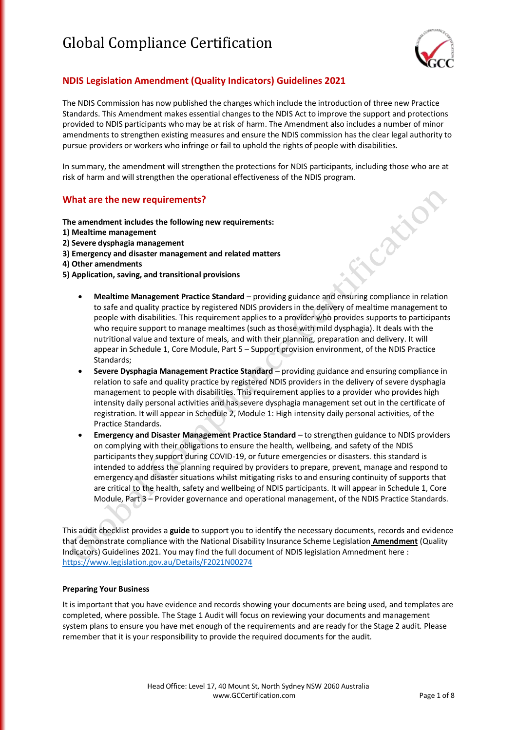# Global Compliance Certification

## NDIS Legislation Amendment (Quality Indicators) Guidelines 2021

The NDIS Commission has now published the changes which include the introduction of three new Practice Standards. This Amendment makes essential changes to the NDIS Act to improve the support and protections provided to NDIS participants who may be at risk of harm. The Amendment also includes a number of minor amendments to strengthen existing measures and ensure the NDIS commission has the clear legal authority to pursue providers or workers who infringe or fail to uphold the rights of people with disabilities.

In summary, the amendment will strengthen the protections for NDIS participants, including those who are at risk of harm and will strengthen the operational effectiveness of the NDIS program.

## What are the new requirements?

**The amendment includes the following new requirements:**
**1) Mealtime management**
**2) Severe dysphagia management**
**3) Emergency and disaster management and related matters**
**4) Other amendments**
**5) Application, saving, and transitional provisions**

- **Mealtime Management Practice Standard** – providing guidance and ensuring compliance in relation to safe and quality practice by registered NDIS providers in the delivery of mealtime management to people with disabilities. This requirement applies to a provider who provides supports to participants who require support to manage mealtimes (such as those with mild dysphagia). It deals with the nutritional value and texture of meals, and with their planning, preparation and delivery. It will appear in Schedule 1, Core Module, Part 5 – Support provision environment, of the NDIS Practice Standards;
- **Severe Dysphagia Management Practice Standard** – providing guidance and ensuring compliance in relation to safe and quality practice by registered NDIS providers in the delivery of severe dysphagia management to people with disabilities. This requirement applies to a provider who provides high intensity daily personal activities and has severe dysphagia management set out in the certificate of registration. It will appear in Schedule 2, Module 1: High intensity daily personal activities, of the Practice Standards.
- **Emergency and Disaster Management Practice Standard** – to strengthen guidance to NDIS providers on complying with their obligations to ensure the health, wellbeing, and safety of the NDIS participants they support during COVID-19, or future emergencies or disasters. this standard is intended to address the planning required by providers to prepare, prevent, manage and respond to emergency and disaster situations whilst mitigating risks to and ensuring continuity of supports that are critical to the health, safety and wellbeing of NDIS participants. It will appear in Schedule 1, Core Module, Part 3 – Provider governance and operational management, of the NDIS Practice Standards.

This audit checklist provides a **guide** to support you to identify the necessary documents, records and evidence that demonstrate compliance with the National Disability Insurance Scheme Legislation **Amendment** (Quality Indicators) Guidelines 2021. You may find the full document of NDIS legislation Amnedment here : https://www.legislation.gov.au/Details/F2021N00274

**Preparing Your Business**

It is important that you have evidence and records showing your documents are being used, and templates are completed, where possible. The Stage 1 Audit will focus on reviewing your documents and management system plans to ensure you have met enough of the requirements and are ready for the Stage 2 audit. Please remember that it is your responsibility to provide the required documents for the audit.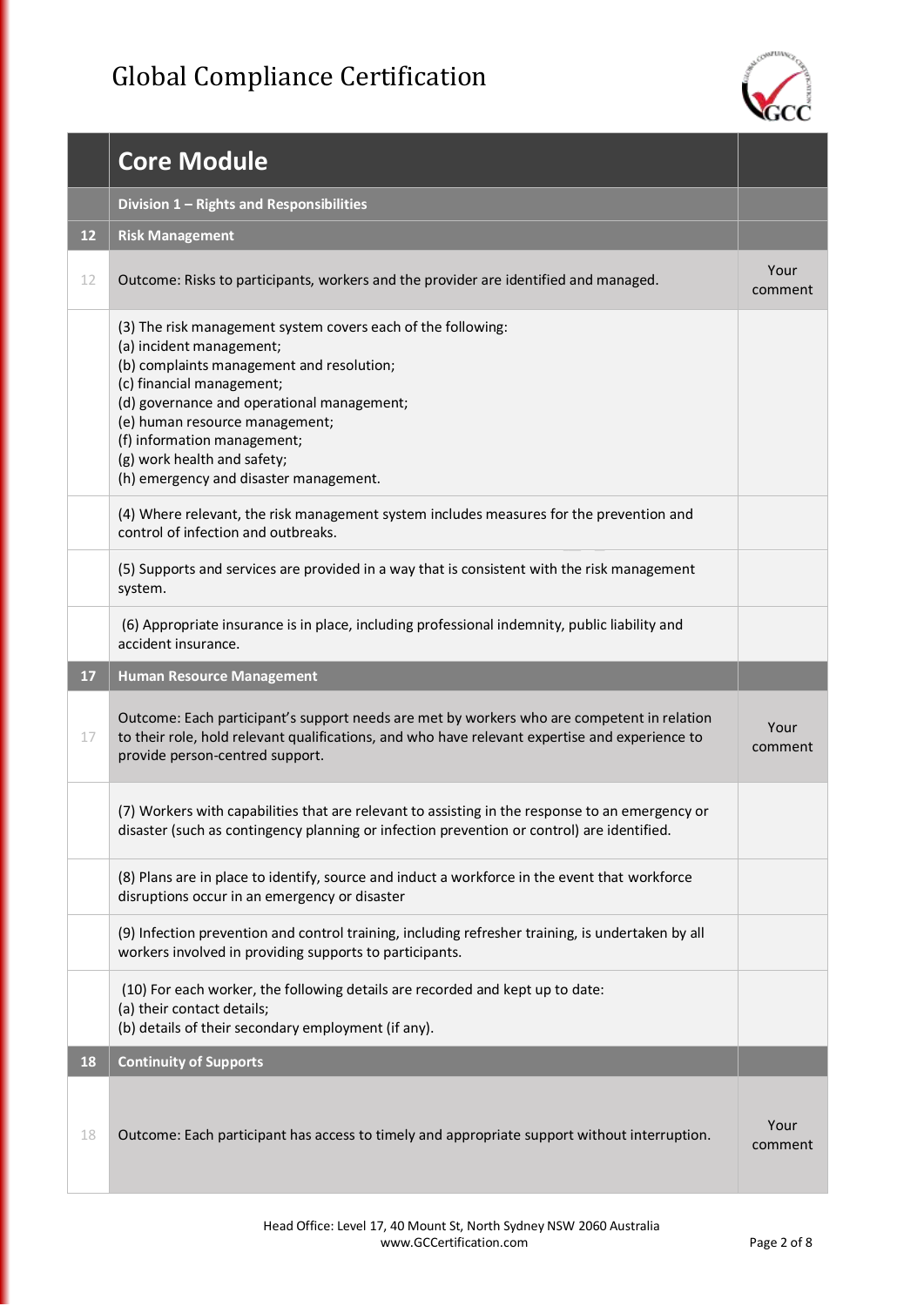| | Core Module | |
|---|---|---|
| | **Division 1 – Rights and Responsibilities** | |
| **12** | **Risk Management** | |
| 12 | Outcome: Risks to participants, workers and the provider are identified and managed. | Your comment |
| | (3) The risk management system covers each of the following:<br>(a) incident management;<br>(b) complaints management and resolution;<br>(c) financial management;<br>(d) governance and operational management;<br>(e) human resource management;<br>(f) information management;<br>(g) work health and safety;<br>(h) emergency and disaster management. | |
| | (4) Where relevant, the risk management system includes measures for the prevention and control of infection and outbreaks. | |
| | (5) Supports and services are provided in a way that is consistent with the risk management system. | |
| | (6) Appropriate insurance is in place, including professional indemnity, public liability and accident insurance. | |
| **17** | **Human Resource Management** | |
| 17 | Outcome: Each participant's support needs are met by workers who are competent in relation to their role, hold relevant qualifications, and who have relevant expertise and experience to provide person-centred support. | Your comment |
| | (7) Workers with capabilities that are relevant to assisting in the response to an emergency or disaster (such as contingency planning or infection prevention or control) are identified. | |
| | (8) Plans are in place to identify, source and induct a workforce in the event that workforce disruptions occur in an emergency or disaster | |
| | (9) Infection prevention and control training, including refresher training, is undertaken by all workers involved in providing supports to participants. | |
| | (10) For each worker, the following details are recorded and kept up to date:<br>(a) their contact details;<br>(b) details of their secondary employment (if any). | |
| **18** | **Continuity of Supports** | |
| 18 | Outcome: Each participant has access to timely and appropriate support without interruption. | Your comment |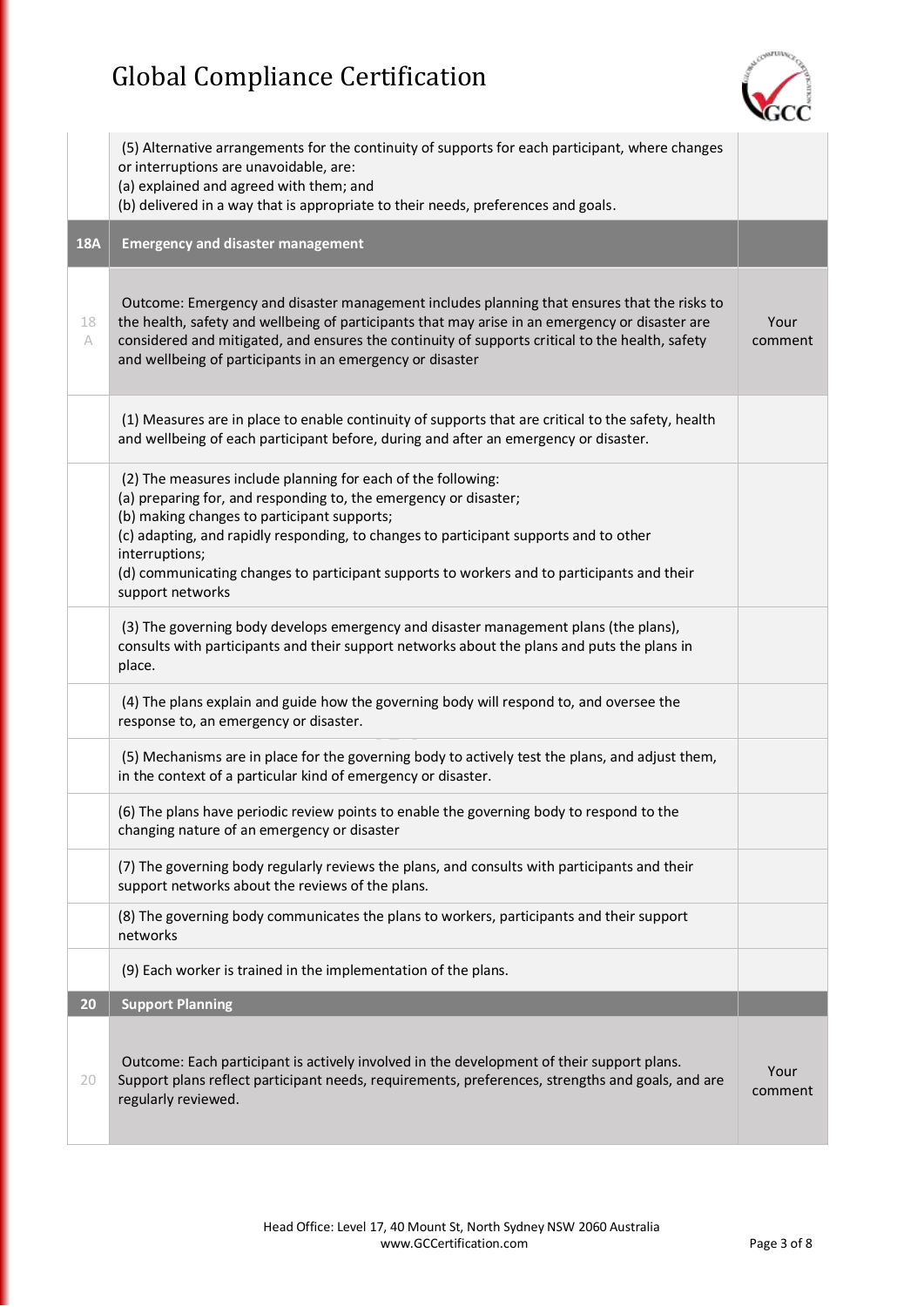| | | |
|---|---|---|
| | (5) Alternative arrangements for the continuity of supports for each participant, where changes or interruptions are unavoidable, are:<br>(a) explained and agreed with them; and<br>(b) delivered in a way that is appropriate to their needs, preferences and goals. | |
| **18A** | **Emergency and disaster management** | |
| 18 A | Outcome: Emergency and disaster management includes planning that ensures that the risks to the health, safety and wellbeing of participants that may arise in an emergency or disaster are considered and mitigated, and ensures the continuity of supports critical to the health, safety and wellbeing of participants in an emergency or disaster | Your comment |
| | (1) Measures are in place to enable continuity of supports that are critical to the safety, health and wellbeing of each participant before, during and after an emergency or disaster. | |
| | (2) The measures include planning for each of the following:<br>(a) preparing for, and responding to, the emergency or disaster;<br>(b) making changes to participant supports;<br>(c) adapting, and rapidly responding, to changes to participant supports and to other interruptions;<br>(d) communicating changes to participant supports to workers and to participants and their support networks | |
| | (3) The governing body develops emergency and disaster management plans (the plans), consults with participants and their support networks about the plans and puts the plans in place. | |
| | (4) The plans explain and guide how the governing body will respond to, and oversee the response to, an emergency or disaster. | |
| | (5) Mechanisms are in place for the governing body to actively test the plans, and adjust them, in the context of a particular kind of emergency or disaster. | |
| | (6) The plans have periodic review points to enable the governing body to respond to the changing nature of an emergency or disaster | |
| | (7) The governing body regularly reviews the plans, and consults with participants and their support networks about the reviews of the plans. | |
| | (8) The governing body communicates the plans to workers, participants and their support networks | |
| | (9) Each worker is trained in the implementation of the plans. | |
| **20** | **Support Planning** | |
| 20 | Outcome: Each participant is actively involved in the development of their support plans. Support plans reflect participant needs, requirements, preferences, strengths and goals, and are regularly reviewed. | Your comment |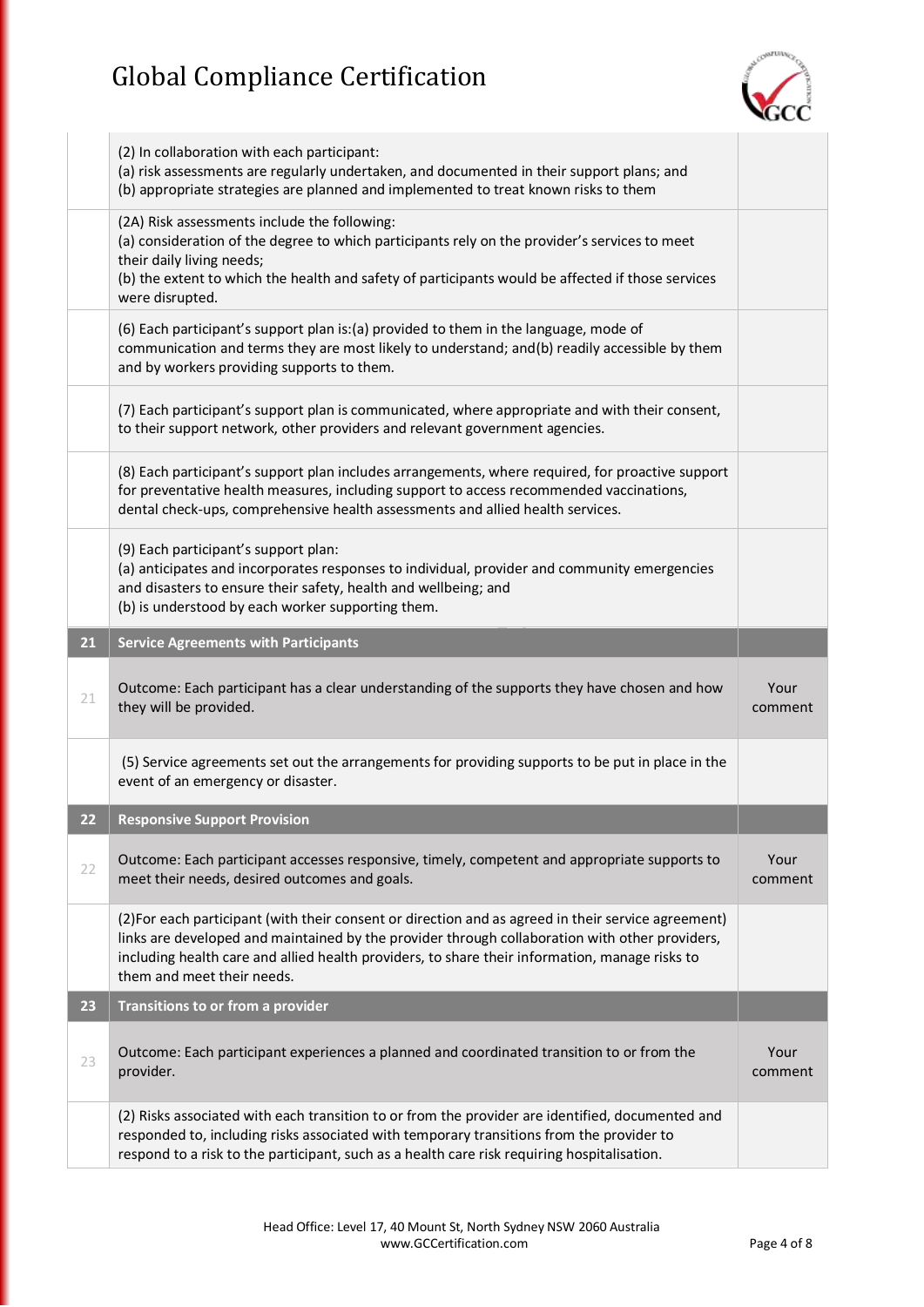|  |  |  |
|---|---|---|
|  | (2) In collaboration with each participant:<br>(a) risk assessments are regularly undertaken, and documented in their support plans; and<br>(b) appropriate strategies are planned and implemented to treat known risks to them |  |
|  | (2A) Risk assessments include the following:<br>(a) consideration of the degree to which participants rely on the provider's services to meet their daily living needs;<br>(b) the extent to which the health and safety of participants would be affected if those services were disrupted. |  |
|  | (6) Each participant's support plan is:(a) provided to them in the language, mode of communication and terms they are most likely to understand; and(b) readily accessible by them and by workers providing supports to them. |  |
|  | (7) Each participant's support plan is communicated, where appropriate and with their consent, to their support network, other providers and relevant government agencies. |  |
|  | (8) Each participant's support plan includes arrangements, where required, for proactive support for preventative health measures, including support to access recommended vaccinations, dental check-ups, comprehensive health assessments and allied health services. |  |
|  | (9) Each participant's support plan:<br>(a) anticipates and incorporates responses to individual, provider and community emergencies and disasters to ensure their safety, health and wellbeing; and<br>(b) is understood by each worker supporting them. |  |
| **21** | **Service Agreements with Participants** |  |
| 21 | Outcome: Each participant has a clear understanding of the supports they have chosen and how they will be provided. | Your comment |
|  | (5) Service agreements set out the arrangements for providing supports to be put in place in the event of an emergency or disaster. |  |
| **22** | **Responsive Support Provision** |  |
| 22 | Outcome: Each participant accesses responsive, timely, competent and appropriate supports to meet their needs, desired outcomes and goals. | Your comment |
|  | (2)For each participant (with their consent or direction and as agreed in their service agreement) links are developed and maintained by the provider through collaboration with other providers, including health care and allied health providers, to share their information, manage risks to them and meet their needs. |  |
| **23** | **Transitions to or from a provider** |  |
| 23 | Outcome: Each participant experiences a planned and coordinated transition to or from the provider. | Your comment |
|  | (2) Risks associated with each transition to or from the provider are identified, documented and responded to, including risks associated with temporary transitions from the provider to respond to a risk to the participant, such as a health care risk requiring hospitalisation. |  |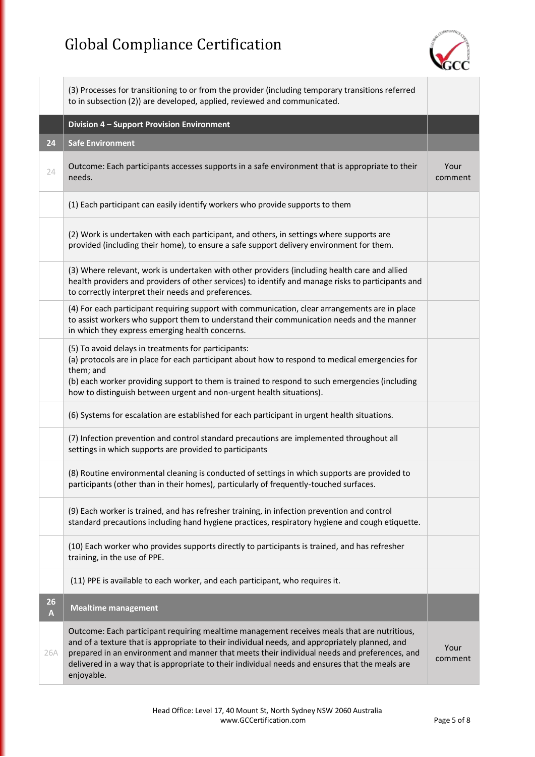| | | |
|---|---|---|
| | (3) Processes for transitioning to or from the provider (including temporary transitions referred to in subsection (2)) are developed, applied, reviewed and communicated. | |
| | **Division 4 – Support Provision Environment** | |
| **24** | **Safe Environment** | |
| 24 | Outcome: Each participants accesses supports in a safe environment that is appropriate to their needs. | Your comment |
| | (1) Each participant can easily identify workers who provide supports to them | |
| | (2) Work is undertaken with each participant, and others, in settings where supports are provided (including their home), to ensure a safe support delivery environment for them. | |
| | (3) Where relevant, work is undertaken with other providers (including health care and allied health providers and providers of other services) to identify and manage risks to participants and to correctly interpret their needs and preferences. | |
| | (4) For each participant requiring support with communication, clear arrangements are in place to assist workers who support them to understand their communication needs and the manner in which they express emerging health concerns. | |
| | (5) To avoid delays in treatments for participants:<br>(a) protocols are in place for each participant about how to respond to medical emergencies for them; and<br>(b) each worker providing support to them is trained to respond to such emergencies (including how to distinguish between urgent and non-urgent health situations). | |
| | (6) Systems for escalation are established for each participant in urgent health situations. | |
| | (7) Infection prevention and control standard precautions are implemented throughout all settings in which supports are provided to participants | |
| | (8) Routine environmental cleaning is conducted of settings in which supports are provided to participants (other than in their homes), particularly of frequently-touched surfaces. | |
| | (9) Each worker is trained, and has refresher training, in infection prevention and control standard precautions including hand hygiene practices, respiratory hygiene and cough etiquette. | |
| | (10) Each worker who provides supports directly to participants is trained, and has refresher training, in the use of PPE. | |
| | (11) PPE is available to each worker, and each participant, who requires it. | |
| **26 A** | **Mealtime management** | |
| 26A | Outcome: Each participant requiring mealtime management receives meals that are nutritious, and of a texture that is appropriate to their individual needs, and appropriately planned, and prepared in an environment and manner that meets their individual needs and preferences, and delivered in a way that is appropriate to their individual needs and ensures that the meals are enjoyable. | Your comment |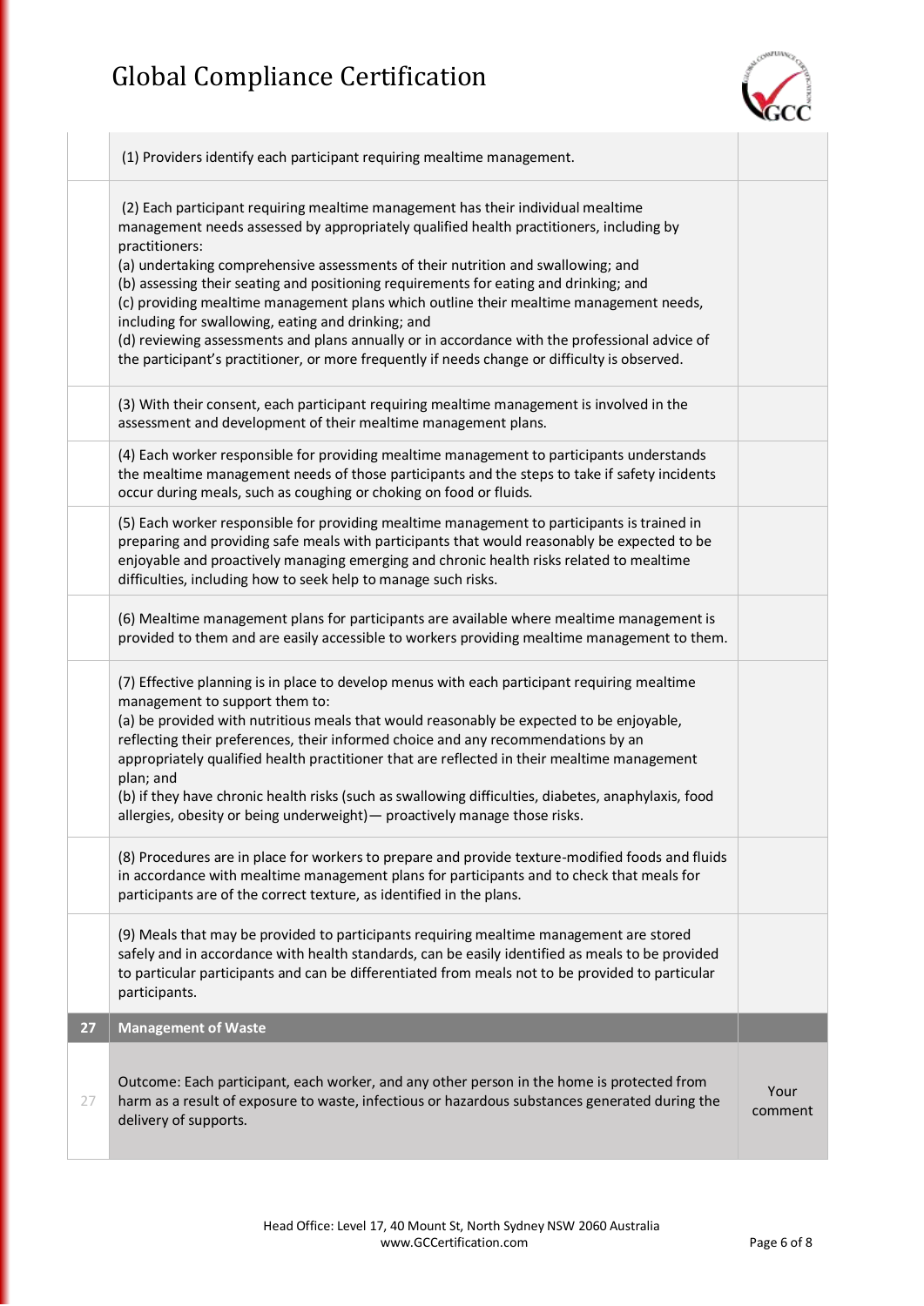| | | |
|---|---|---|
| | (1) Providers identify each participant requiring mealtime management. | |
| | (2) Each participant requiring mealtime management has their individual mealtime management needs assessed by appropriately qualified health practitioners, including by practitioners:<br>(a) undertaking comprehensive assessments of their nutrition and swallowing; and<br>(b) assessing their seating and positioning requirements for eating and drinking; and<br>(c) providing mealtime management plans which outline their mealtime management needs, including for swallowing, eating and drinking; and<br>(d) reviewing assessments and plans annually or in accordance with the professional advice of the participant's practitioner, or more frequently if needs change or difficulty is observed. | |
| | (3) With their consent, each participant requiring mealtime management is involved in the assessment and development of their mealtime management plans. | |
| | (4) Each worker responsible for providing mealtime management to participants understands the mealtime management needs of those participants and the steps to take if safety incidents occur during meals, such as coughing or choking on food or fluids. | |
| | (5) Each worker responsible for providing mealtime management to participants is trained in preparing and providing safe meals with participants that would reasonably be expected to be enjoyable and proactively managing emerging and chronic health risks related to mealtime difficulties, including how to seek help to manage such risks. | |
| | (6) Mealtime management plans for participants are available where mealtime management is provided to them and are easily accessible to workers providing mealtime management to them. | |
| | (7) Effective planning is in place to develop menus with each participant requiring mealtime management to support them to:<br>(a) be provided with nutritious meals that would reasonably be expected to be enjoyable, reflecting their preferences, their informed choice and any recommendations by an appropriately qualified health practitioner that are reflected in their mealtime management plan; and<br>(b) if they have chronic health risks (such as swallowing difficulties, diabetes, anaphylaxis, food allergies, obesity or being underweight)— proactively manage those risks. | |
| | (8) Procedures are in place for workers to prepare and provide texture-modified foods and fluids in accordance with mealtime management plans for participants and to check that meals for participants are of the correct texture, as identified in the plans. | |
| | (9) Meals that may be provided to participants requiring mealtime management are stored safely and in accordance with health standards, can be easily identified as meals to be provided to particular participants and can be differentiated from meals not to be provided to particular participants. | |
| **27** | **Management of Waste** | |
| 27 | Outcome: Each participant, each worker, and any other person in the home is protected from harm as a result of exposure to waste, infectious or hazardous substances generated during the delivery of supports. | Your comment |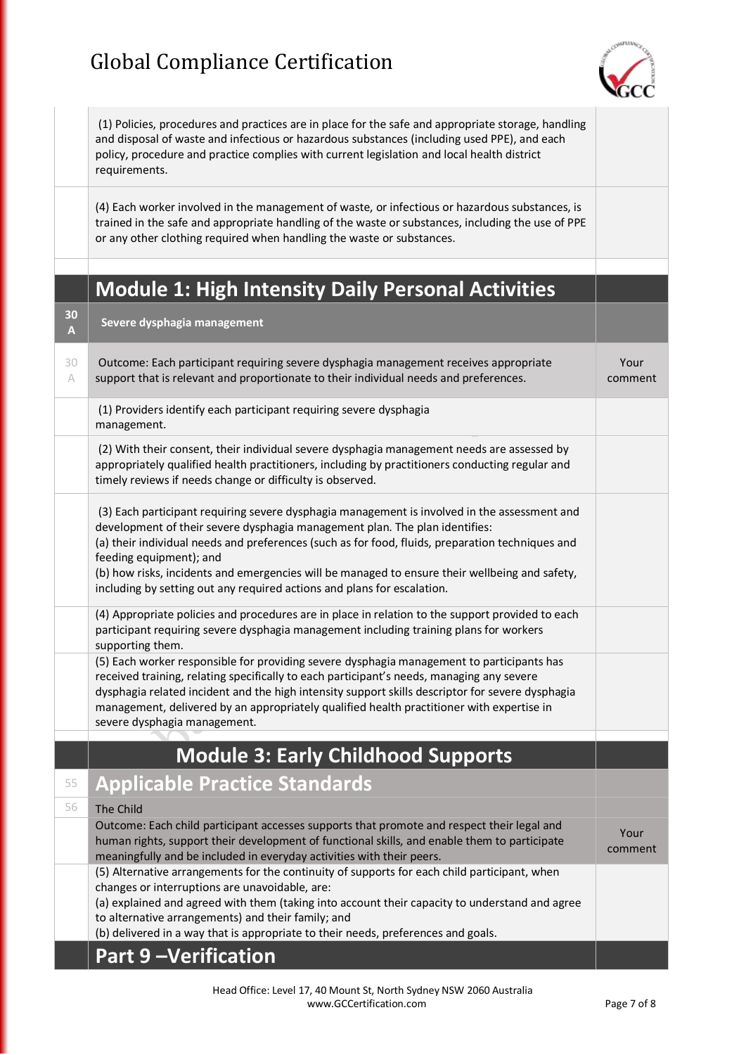| | | |
|---|---|---|
| | (1) Policies, procedures and practices are in place for the safe and appropriate storage, handling and disposal of waste and infectious or hazardous substances (including used PPE), and each policy, procedure and practice complies with current legislation and local health district requirements. | |
| | (4) Each worker involved in the management of waste, or infectious or hazardous substances, is trained in the safe and appropriate handling of the waste or substances, including the use of PPE or any other clothing required when handling the waste or substances. | |
| | | |
| | **Module 1: High Intensity Daily Personal Activities** | |
| **30 A** | **Severe dysphagia management** | |
| 30 A | Outcome: Each participant requiring severe dysphagia management receives appropriate support that is relevant and proportionate to their individual needs and preferences. | Your comment |
| | (1) Providers identify each participant requiring severe dysphagia management. | |
| | (2) With their consent, their individual severe dysphagia management needs are assessed by appropriately qualified health practitioners, including by practitioners conducting regular and timely reviews if needs change or difficulty is observed. | |
| | (3) Each participant requiring severe dysphagia management is involved in the assessment and development of their severe dysphagia management plan. The plan identifies:<br>(a) their individual needs and preferences (such as for food, fluids, preparation techniques and feeding equipment); and<br>(b) how risks, incidents and emergencies will be managed to ensure their wellbeing and safety, including by setting out any required actions and plans for escalation. | |
| | (4) Appropriate policies and procedures are in place in relation to the support provided to each participant requiring severe dysphagia management including training plans for workers supporting them. | |
| | (5) Each worker responsible for providing severe dysphagia management to participants has received training, relating specifically to each participant's needs, managing any severe dysphagia related incident and the high intensity support skills descriptor for severe dysphagia management, delivered by an appropriately qualified health practitioner with expertise in severe dysphagia management. | |
| | | |
| | **Module 3: Early Childhood Supports** | |
| 55 | **Applicable Practice Standards** | |
| 56 | The Child | |
| | Outcome: Each child participant accesses supports that promote and respect their legal and human rights, support their development of functional skills, and enable them to participate meaningfully and be included in everyday activities with their peers. | Your comment |
| | (5) Alternative arrangements for the continuity of supports for each child participant, when changes or interruptions are unavoidable, are:<br>(a) explained and agreed with them (taking into account their capacity to understand and agree to alternative arrangements) and their family; and<br>(b) delivered in a way that is appropriate to their needs, preferences and goals. | |
| | **Part 9 –Verification** | |

Head Office: Level 17, 40 Mount St, North Sydney NSW 2060 Australia
www.GCCertification.com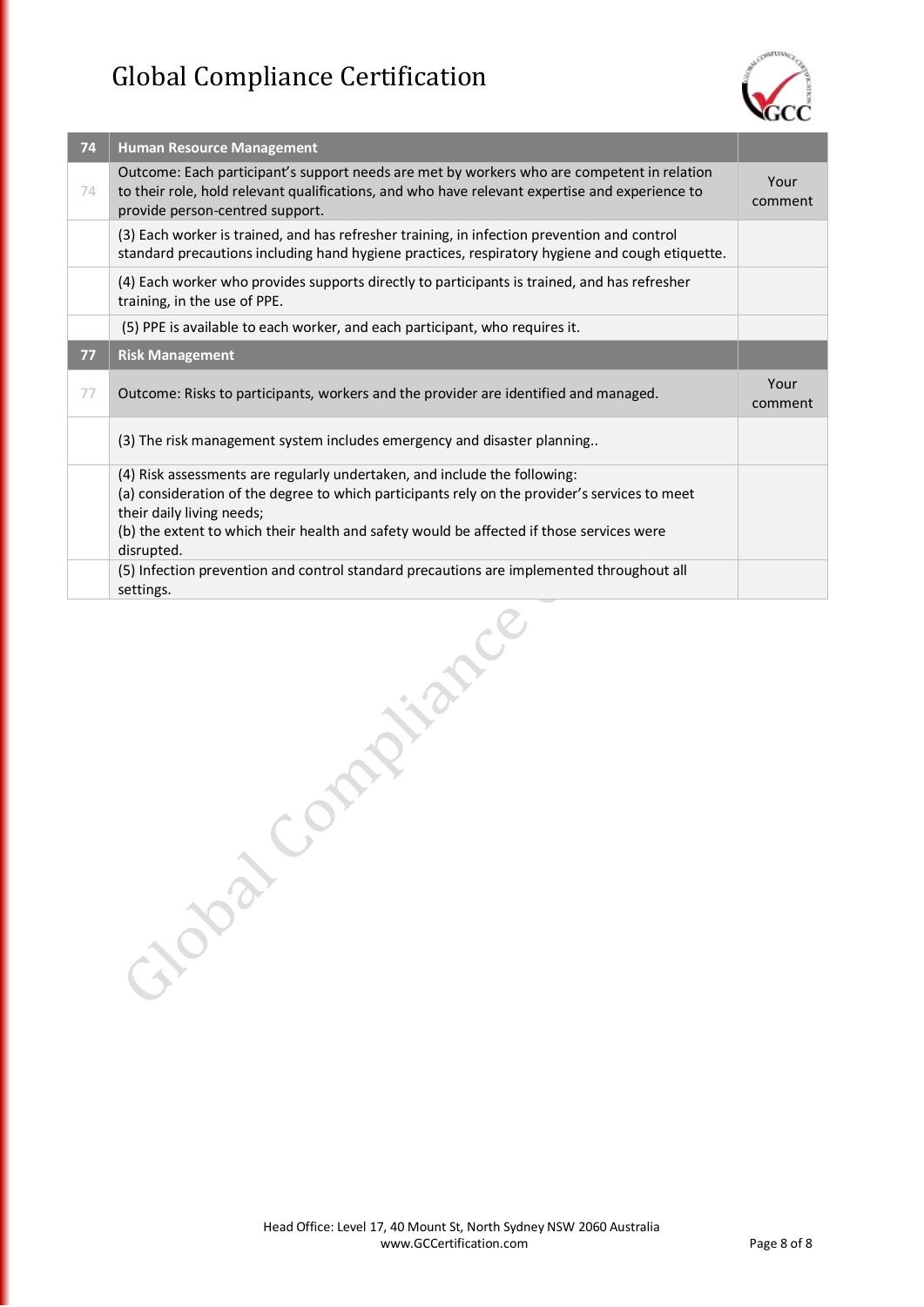| 74 | Human Resource Management | |
|---|---|---|
| 74 | Outcome: Each participant's support needs are met by workers who are competent in relation to their role, hold relevant qualifications, and who have relevant expertise and experience to provide person-centred support. | Your comment |
| | (3) Each worker is trained, and has refresher training, in infection prevention and control standard precautions including hand hygiene practices, respiratory hygiene and cough etiquette. | |
| | (4) Each worker who provides supports directly to participants is trained, and has refresher training, in the use of PPE. | |
| | (5) PPE is available to each worker, and each participant, who requires it. | |
| **77** | **Risk Management** | |
| 77 | Outcome: Risks to participants, workers and the provider are identified and managed. | Your comment |
| | (3) The risk management system includes emergency and disaster planning.. | |
| | (4) Risk assessments are regularly undertaken, and include the following:<br>(a) consideration of the degree to which participants rely on the provider's services to meet their daily living needs;<br>(b) the extent to which their health and safety would be affected if those services were disrupted. | |
| | (5) Infection prevention and control standard precautions are implemented throughout all settings. | |